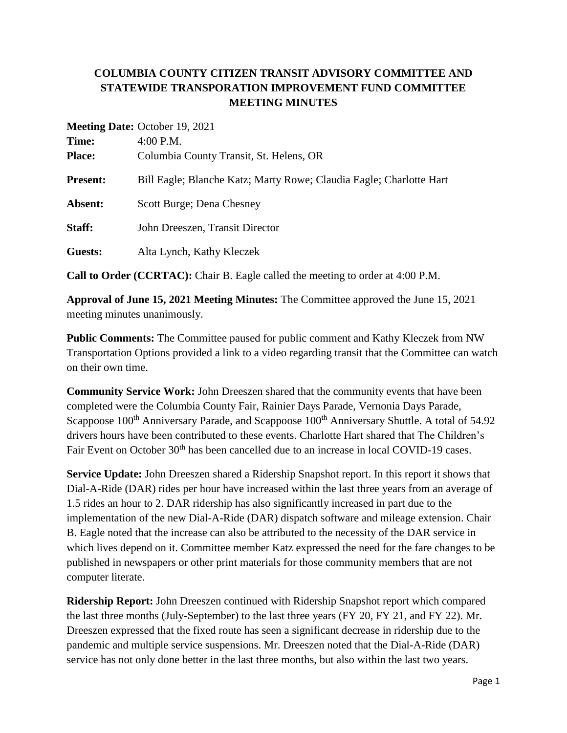# COLUMBIA COUNTY CITIZEN TRANSIT ADVISORY COMMITTEE AND STATEWIDE TRANSPORATION IMPROVEMENT FUND COMMITTEE MEETING MINUTES

**Meeting Date:** October 19, 2021

**Time:** 4:00 P.M.

**Place:** Columbia County Transit, St. Helens, OR

**Present:** Bill Eagle; Blanche Katz; Marty Rowe; Claudia Eagle; Charlotte Hart

**Absent:** Scott Burge; Dena Chesney

**Staff:** John Dreeszen, Transit Director

**Guests:** Alta Lynch, Kathy Kleczek

**Call to Order (CCRTAC):** Chair B. Eagle called the meeting to order at 4:00 P.M.

**Approval of June 15, 2021 Meeting Minutes:** The Committee approved the June 15, 2021 meeting minutes unanimously.

**Public Comments:** The Committee paused for public comment and Kathy Kleczek from NW Transportation Options provided a link to a video regarding transit that the Committee can watch on their own time.

**Community Service Work:** John Dreeszen shared that the community events that have been completed were the Columbia County Fair, Rainier Days Parade, Vernonia Days Parade, Scappoose 100th Anniversary Parade, and Scappoose 100th Anniversary Shuttle. A total of 54.92 drivers hours have been contributed to these events. Charlotte Hart shared that The Children's Fair Event on October 30th has been cancelled due to an increase in local COVID-19 cases.

**Service Update:** John Dreeszen shared a Ridership Snapshot report. In this report it shows that Dial-A-Ride (DAR) rides per hour have increased within the last three years from an average of 1.5 rides an hour to 2. DAR ridership has also significantly increased in part due to the implementation of the new Dial-A-Ride (DAR) dispatch software and mileage extension. Chair B. Eagle noted that the increase can also be attributed to the necessity of the DAR service in which lives depend on it. Committee member Katz expressed the need for the fare changes to be published in newspapers or other print materials for those community members that are not computer literate.

**Ridership Report:** John Dreeszen continued with Ridership Snapshot report which compared the last three months (July-September) to the last three years (FY 20, FY 21, and FY 22). Mr. Dreeszen expressed that the fixed route has seen a significant decrease in ridership due to the pandemic and multiple service suspensions. Mr. Dreeszen noted that the Dial-A-Ride (DAR) service has not only done better in the last three months, but also within the last two years.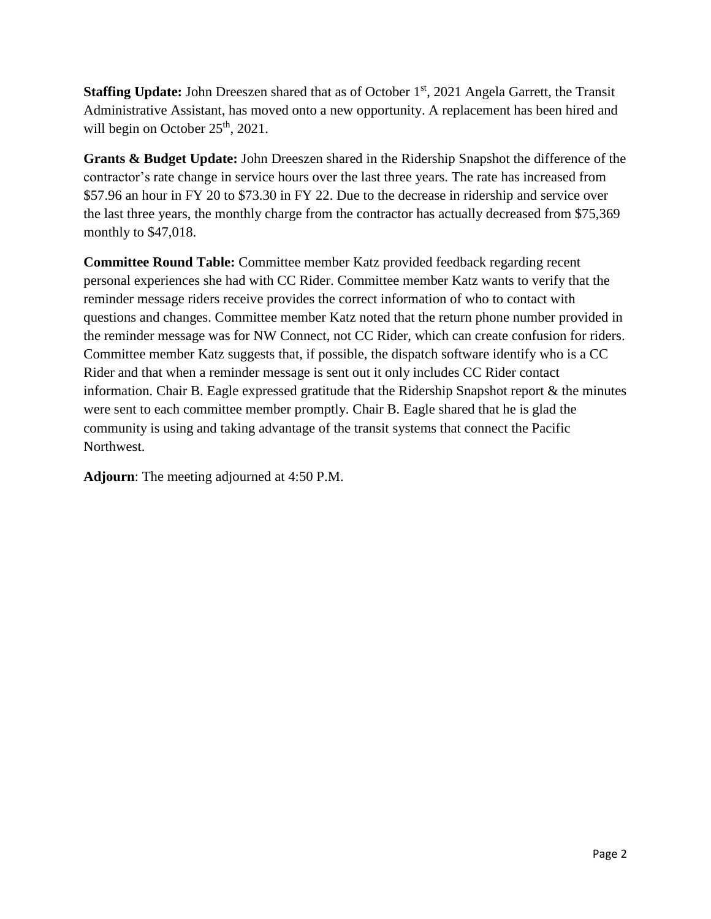**Staffing Update:** John Dreeszen shared that as of October 1st, 2021 Angela Garrett, the Transit Administrative Assistant, has moved onto a new opportunity. A replacement has been hired and will begin on October 25th, 2021.

**Grants & Budget Update:** John Dreeszen shared in the Ridership Snapshot the difference of the contractor's rate change in service hours over the last three years. The rate has increased from $57.96 an hour in FY 20 to $73.30 in FY 22. Due to the decrease in ridership and service over the last three years, the monthly charge from the contractor has actually decreased from $75,369 monthly to $47,018.

**Committee Round Table:** Committee member Katz provided feedback regarding recent personal experiences she had with CC Rider. Committee member Katz wants to verify that the reminder message riders receive provides the correct information of who to contact with questions and changes. Committee member Katz noted that the return phone number provided in the reminder message was for NW Connect, not CC Rider, which can create confusion for riders. Committee member Katz suggests that, if possible, the dispatch software identify who is a CC Rider and that when a reminder message is sent out it only includes CC Rider contact information. Chair B. Eagle expressed gratitude that the Ridership Snapshot report & the minutes were sent to each committee member promptly. Chair B. Eagle shared that he is glad the community is using and taking advantage of the transit systems that connect the Pacific Northwest.

**Adjourn**: The meeting adjourned at 4:50 P.M.